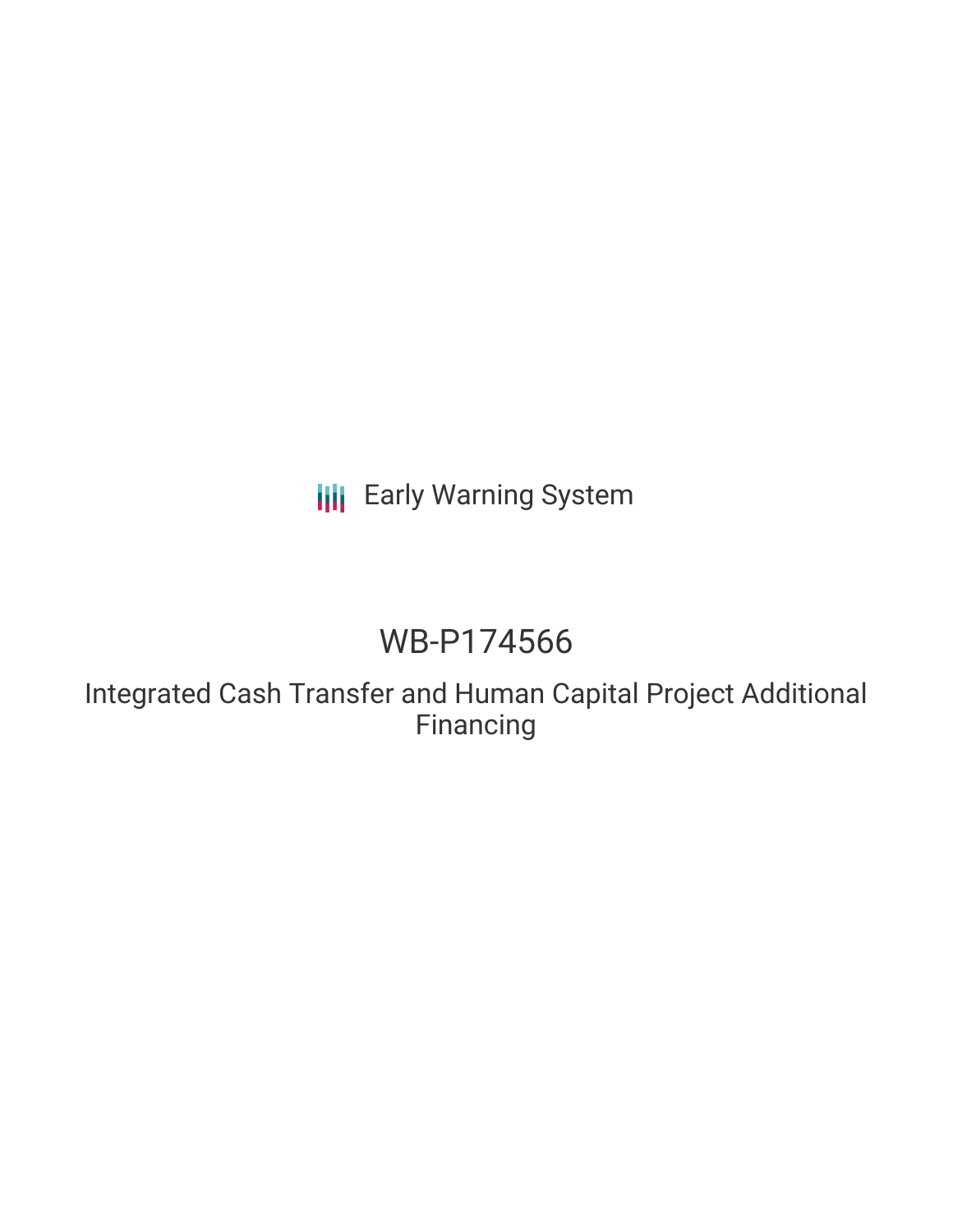Early Warning System

# WB-P174566

## Integrated Cash Transfer and Human Capital Project Additional Financing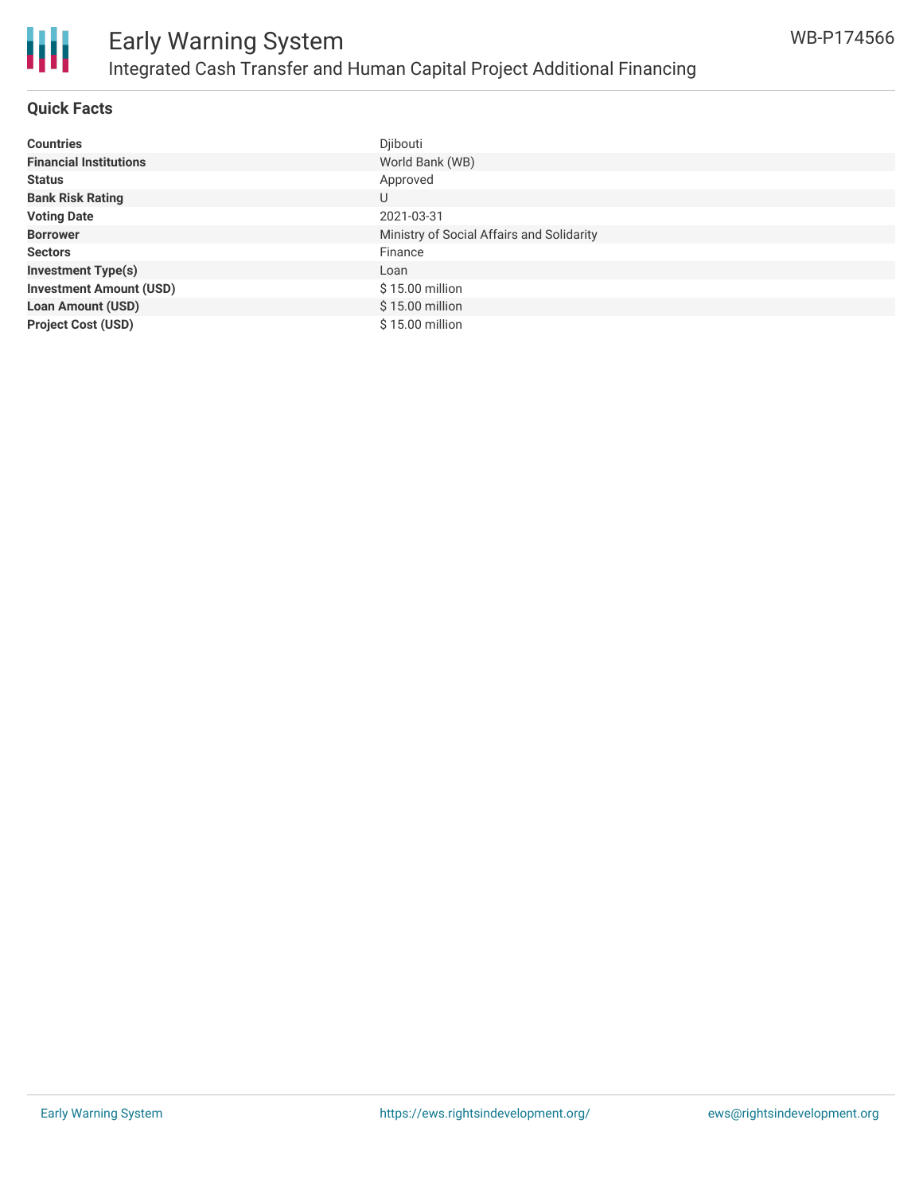# Early Warning System

## Integrated Cash Transfer and Human Capital Project Additional Financing

WB-P174566

### Quick Facts

| | |
|---|---|
| **Countries** | Djibouti |
| **Financial Institutions** | World Bank (WB) |
| **Status** | Approved |
| **Bank Risk Rating** | U |
| **Voting Date** | 2021-03-31 |
| **Borrower** | Ministry of Social Affairs and Solidarity |
| **Sectors** | Finance |
| **Investment Type(s)** | Loan |
| **Investment Amount (USD)** | $ 15.00 million |
| **Loan Amount (USD)** | $ 15.00 million |
| **Project Cost (USD)** | $ 15.00 million |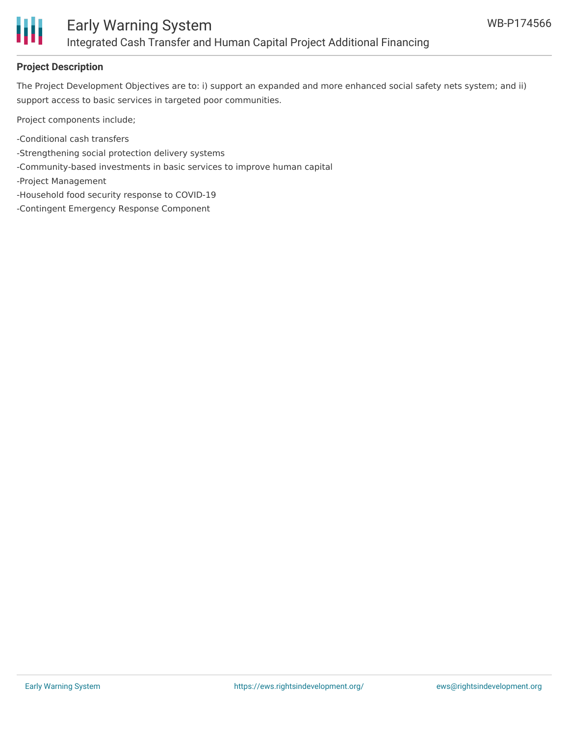## Project Description

The Project Development Objectives are to: i) support an expanded and more enhanced social safety nets system; and ii) support access to basic services in targeted poor communities.

Project components include;

-Conditional cash transfers
-Strengthening social protection delivery systems
-Community-based investments in basic services to improve human capital
-Project Management
-Household food security response to COVID-19
-Contingent Emergency Response Component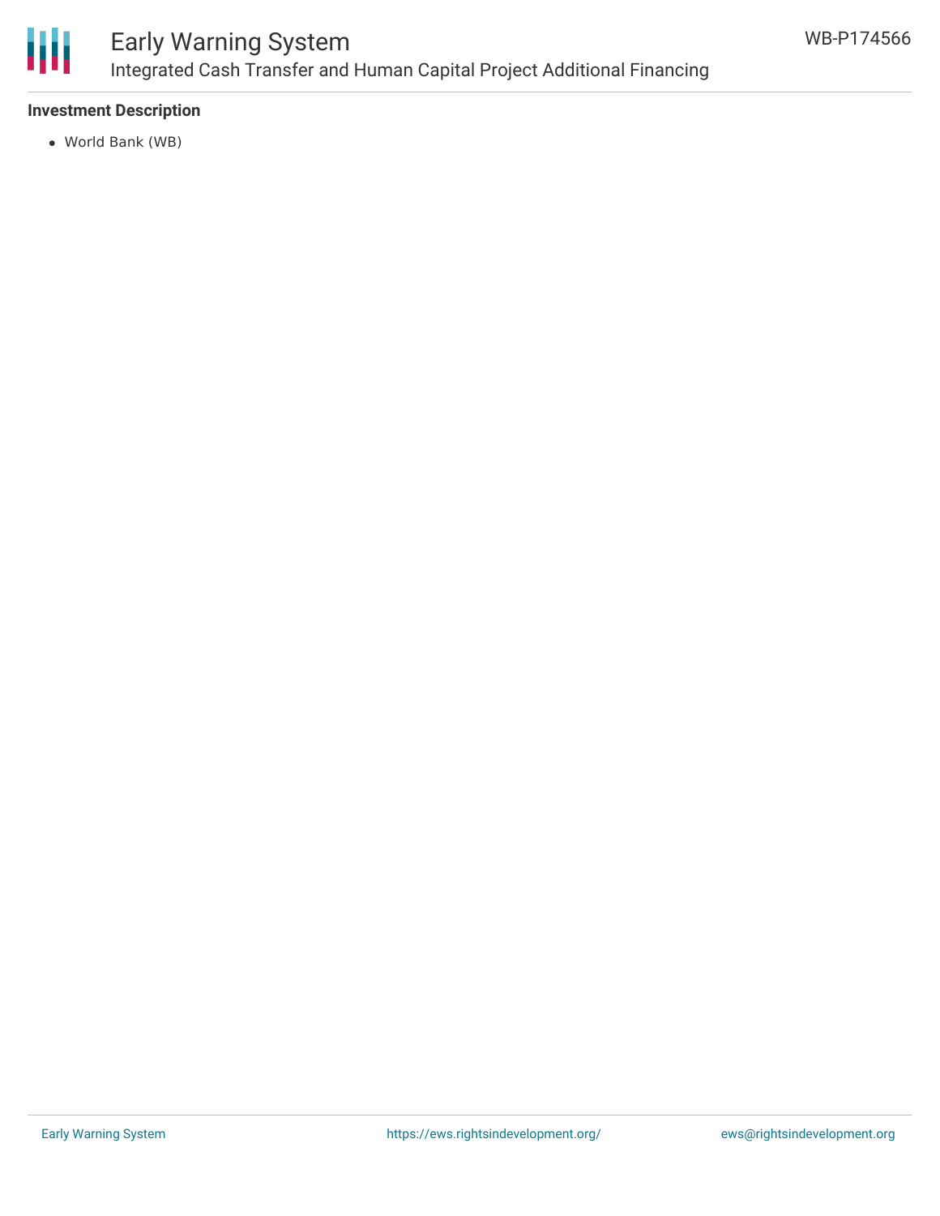### Investment Description

- World Bank (WB)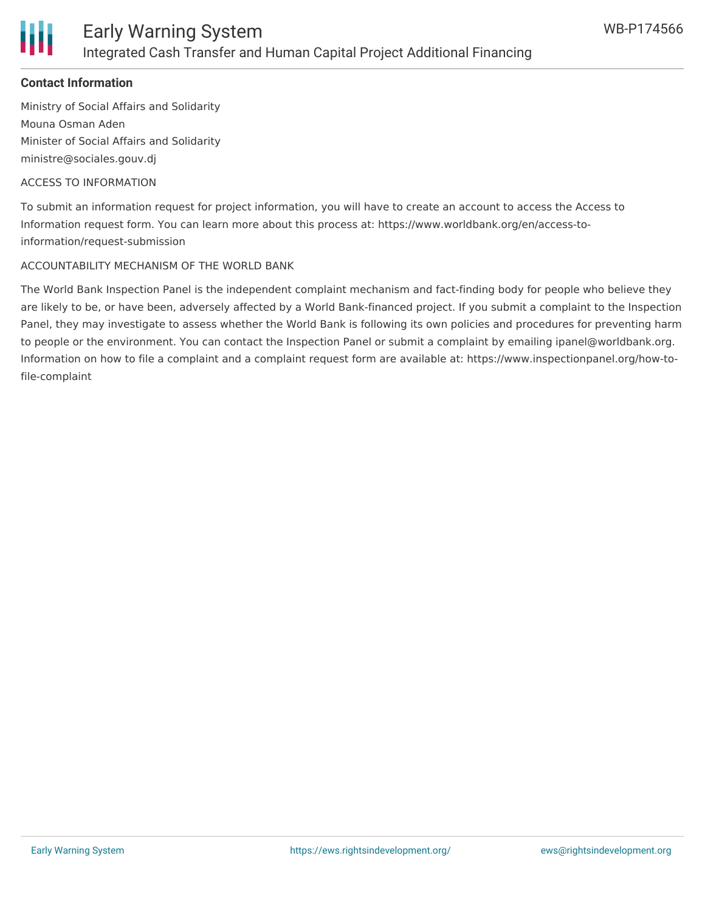**Contact Information**

Ministry of Social Affairs and Solidarity
Mouna Osman Aden
Minister of Social Affairs and Solidarity
ministre@sociales.gouv.dj

ACCESS TO INFORMATION

To submit an information request for project information, you will have to create an account to access the Access to Information request form. You can learn more about this process at: https://www.worldbank.org/en/access-to-information/request-submission

ACCOUNTABILITY MECHANISM OF THE WORLD BANK

The World Bank Inspection Panel is the independent complaint mechanism and fact-finding body for people who believe they are likely to be, or have been, adversely affected by a World Bank-financed project. If you submit a complaint to the Inspection Panel, they may investigate to assess whether the World Bank is following its own policies and procedures for preventing harm to people or the environment. You can contact the Inspection Panel or submit a complaint by emailing ipanel@worldbank.org. Information on how to file a complaint and a complaint request form are available at: https://www.inspectionpanel.org/how-to-file-complaint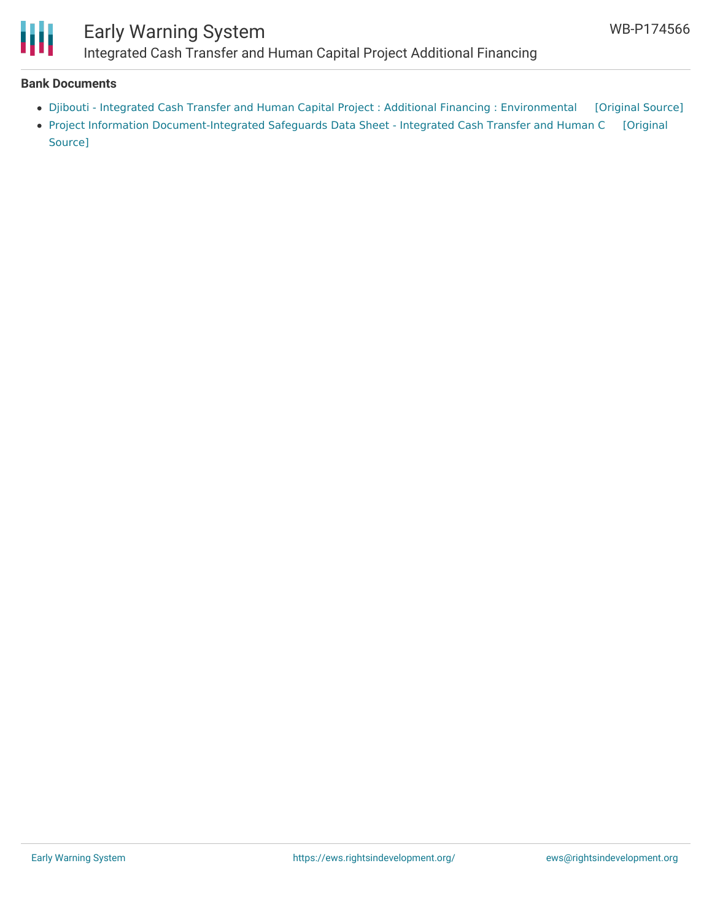### Bank Documents

- Djibouti - Integrated Cash Transfer and Human Capital Project : Additional Financing : Environmental [Original Source]
- Project Information Document-Integrated Safeguards Data Sheet - Integrated Cash Transfer and Human C [Original Source]